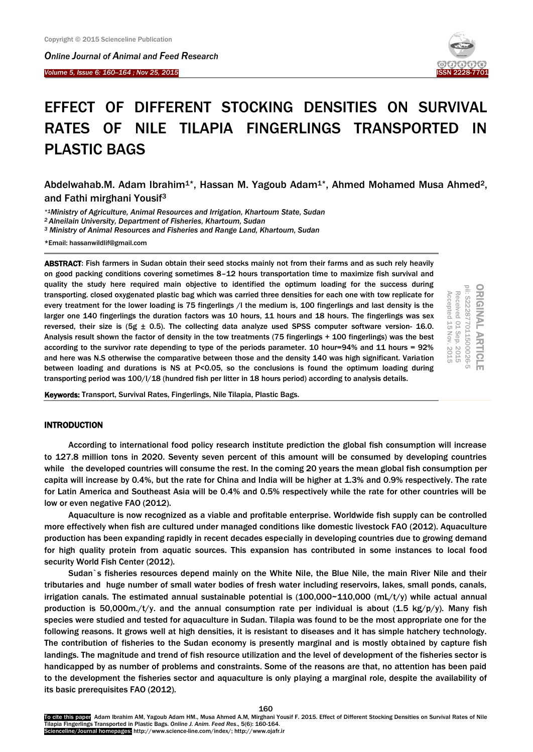# EFFECT OF DIFFERENT STOCKING DENSITIES ON SURVIVAL RATES OF NILE TILAPIA FINGERLINGS TRANSPORTED IN PLASTIC BAGS

Abdelwahab.M. Adam Ibrahim[1*], Hassan M. Yagoub Adam[1*], Ahmed Mohamed Musa Ahmed[2], and Fathi mirghani Yousif[3]

*[1]Ministry of Agriculture, Animal Resources and Irrigation, Khartoum State, Sudan

[2] Alneilain University, Department of Fisheries, Khartoum, Sudan

[3] Ministry of Animal Resources and Fisheries and Range Land, Khartoum, Sudan

*Email: hassanwildlif@gmail.com

ORIGINAL ARTICLE
pii: S222877011500026-5
Received 01 Sep. 2015
Accepted 15 Nov. 2015

**ABSTRACT**: Fish farmers in Sudan obtain their seed stocks mainly not from their farms and as such rely heavily on good packing conditions covering sometimes 8–12 hours transportation time to maximize fish survival and quality the study here required main objective to identified the optimum loading for the success during transporting. closed oxygenated plastic bag which was carried three densities for each one with tow replicate for every treatment for the lower loading is 75 fingerlings /l the medium is, 100 fingerlings and last density is the larger one 140 fingerlings the duration factors was 10 hours, 11 hours and 18 hours. The fingerlings was sex reversed, their size is (5g ± 0.5). The collecting data analyze used SPSS computer software version- 16.0. Analysis result shown the factor of density in the tow treatments (75 fingerlings + 100 fingerlings) was the best according to the survivor rate depending to type of the periods parameter. 10 hour=94% and 11 hours = 92% and here was N.S otherwise the comparative between those and the density 140 was high significant. Variation between loading and durations is NS at P<0.05, so the conclusions is found the optimum loading during transporting period was 100/l/18 (hundred fish per litter in 18 hours period) according to analysis details.

**Keywords:** Transport, Survival Rates, Fingerlings, Nile Tilapia, Plastic Bags.

## INTRODUCTION

According to international food policy research institute prediction the global fish consumption will increase to 127.8 million tons in 2020. Seventy seven percent of this amount will be consumed by developing countries while the developed countries will consume the rest. In the coming 20 years the mean global fish consumption per capita will increase by 0.4%, but the rate for China and India will be higher at 1.3% and 0.9% respectively. The rate for Latin America and Southeast Asia will be 0.4% and 0.5% respectively while the rate for other countries will be low or even negative FAO (2012).

Aquaculture is now recognized as a viable and profitable enterprise. Worldwide fish supply can be controlled more effectively when fish are cultured under managed conditions like domestic livestock FAO (2012). Aquaculture production has been expanding rapidly in recent decades especially in developing countries due to growing demand for high quality protein from aquatic sources. This expansion has contributed in some instances to local food security World Fish Center (2012).

Sudan`s fisheries resources depend mainly on the White Nile, the Blue Nile, the main River Nile and their tributaries and huge number of small water bodies of fresh water including reservoirs, lakes, small ponds, canals, irrigation canals. The estimated annual sustainable potential is (100,000~110,000 (mL/t/y) while actual annual production is 50,000m./t/y. and the annual consumption rate per individual is about (1.5 kg/p/y). Many fish species were studied and tested for aquaculture in Sudan. Tilapia was found to be the most appropriate one for the following reasons. It grows well at high densities, it is resistant to diseases and it has simple hatchery technology. The contribution of fisheries to the Sudan economy is presently marginal and is mostly obtained by capture fish landings. The magnitude and trend of fish resource utilization and the level of development of the fisheries sector is handicapped by as number of problems and constraints. Some of the reasons are that, no attention has been paid to the development the fisheries sector and aquaculture is only playing a marginal role, despite the availability of its basic prerequisites FAO (2012).

To cite this paper: Adam Ibrahim AM, Yagoub Adam HM., Musa Ahmed A.M, Mirghani Yousif F. 2015. Effect of Different Stocking Densities on Survival Rates of Nile Tilapia Fingerlings Transported in Plastic Bags. *Online J. Anim. Feed Res.*, 5(6): 160-164.
Scienceline/Journal homepages: http://www.science-line.com/index/; http://www.ojafr.ir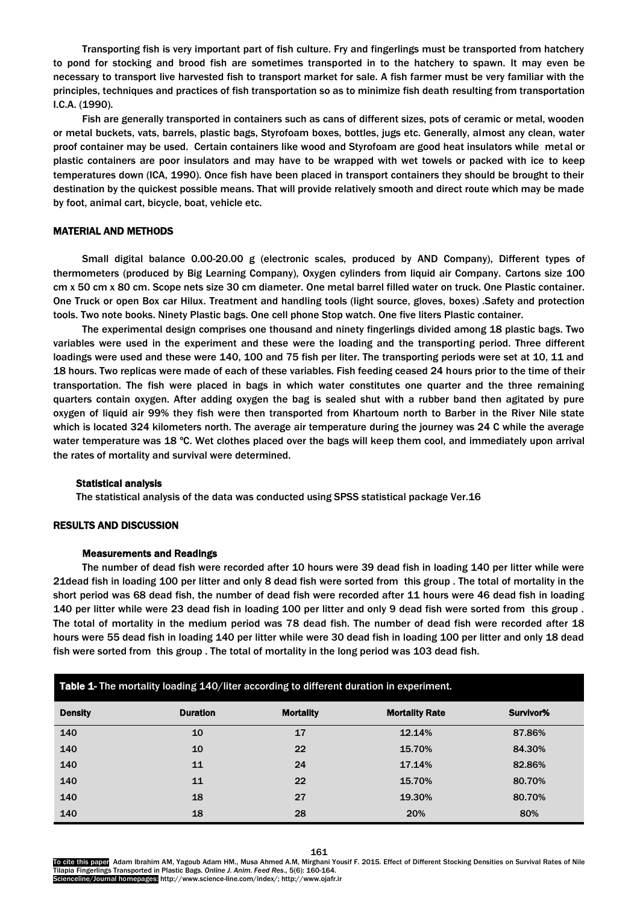Transporting fish is very important part of fish culture. Fry and fingerlings must be transported from hatchery to pond for stocking and brood fish are sometimes transported in to the hatchery to spawn. It may even be necessary to transport live harvested fish to transport market for sale. A fish farmer must be very familiar with the principles, techniques and practices of fish transportation so as to minimize fish death resulting from transportation I.C.A. (1990).

Fish are generally transported in containers such as cans of different sizes, pots of ceramic or metal, wooden or metal buckets, vats, barrels, plastic bags, Styrofoam boxes, bottles, jugs etc. Generally, almost any clean, water proof container may be used. Certain containers like wood and Styrofoam are good heat insulators while metal or plastic containers are poor insulators and may have to be wrapped with wet towels or packed with ice to keep temperatures down (ICA, 1990). Once fish have been placed in transport containers they should be brought to their destination by the quickest possible means. That will provide relatively smooth and direct route which may be made by foot, animal cart, bicycle, boat, vehicle etc.

## MATERIAL AND METHODS

Small digital balance 0.00-20.00 g (electronic scales, produced by AND Company), Different types of thermometers (produced by Big Learning Company), Oxygen cylinders from liquid air Company. Cartons size 100 cm x 50 cm x 80 cm. Scope nets size 30 cm diameter. One metal barrel filled water on truck. One Plastic container. One Truck or open Box car Hilux. Treatment and handling tools (light source, gloves, boxes) .Safety and protection tools. Two note books. Ninety Plastic bags. One cell phone Stop watch. One five liters Plastic container.

The experimental design comprises one thousand and ninety fingerlings divided among 18 plastic bags. Two variables were used in the experiment and these were the loading and the transporting period. Three different loadings were used and these were 140, 100 and 75 fish per liter. The transporting periods were set at 10, 11 and 18 hours. Two replicas were made of each of these variables. Fish feeding ceased 24 hours prior to the time of their transportation. The fish were placed in bags in which water constitutes one quarter and the three remaining quarters contain oxygen. After adding oxygen the bag is sealed shut with a rubber band then agitated by pure oxygen of liquid air 99% they fish were then transported from Khartoum north to Barber in the River Nile state which is located 324 kilometers north. The average air temperature during the journey was 24 C while the average water temperature was 18 ºC. Wet clothes placed over the bags will keep them cool, and immediately upon arrival the rates of mortality and survival were determined.

### Statistical analysis

The statistical analysis of the data was conducted using SPSS statistical package Ver.16

## RESULTS AND DISCUSSION

### Measurements and Readings

The number of dead fish were recorded after 10 hours were 39 dead fish in loading 140 per litter while were 21dead fish in loading 100 per litter and only 8 dead fish were sorted from this group . The total of mortality in the short period was 68 dead fish, the number of dead fish were recorded after 11 hours were 46 dead fish in loading 140 per litter while were 23 dead fish in loading 100 per litter and only 9 dead fish were sorted from this group . The total of mortality in the medium period was 78 dead fish. The number of dead fish were recorded after 18 hours were 55 dead fish in loading 140 per litter while were 30 dead fish in loading 100 per litter and only 18 dead fish were sorted from this group . The total of mortality in the long period was 103 dead fish.

**Table 1-** The mortality loading 140/liter according to different duration in experiment.

| Density | Duration | Mortality | Mortality Rate | Survivor% |
|---|---|---|---|---|
| 140 | 10 | 17 | 12.14% | 87.86% |
| 140 | 10 | 22 | 15.70% | 84.30% |
| 140 | 11 | 24 | 17.14% | 82.86% |
| 140 | 11 | 22 | 15.70% | 80.70% |
| 140 | 18 | 27 | 19.30% | 80.70% |
| 140 | 18 | 28 | 20% | 80% |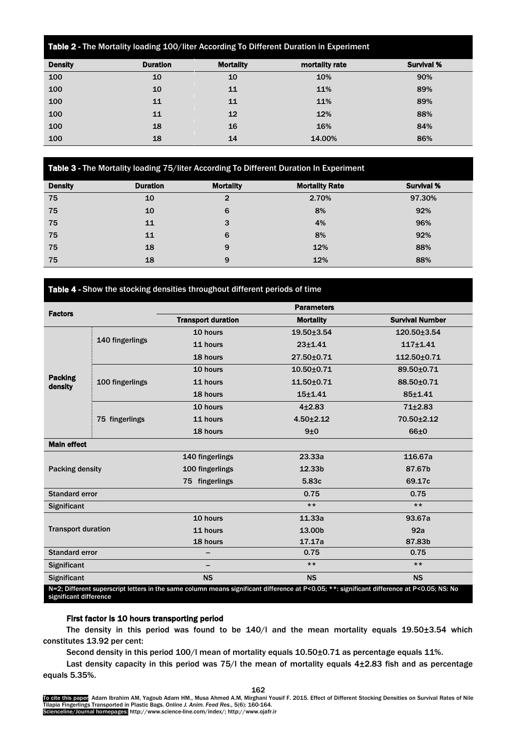**Table 2** - The Mortality loading 100/liter According To Different Duration in Experiment

| Density | Duration | Mortality | mortality rate | Survival % |
|---|---|---|---|---|
| 100 | 10 | 10 | 10% | 90% |
| 100 | 10 | 11 | 11% | 89% |
| 100 | 11 | 11 | 11% | 89% |
| 100 | 11 | 12 | 12% | 88% |
| 100 | 18 | 16 | 16% | 84% |
| 100 | 18 | 14 | 14.00% | 86% |

**Table 3** - The Mortality loading 75/liter According To Different Duration In Experiment

| Density | Duration | Mortality | Mortality Rate | Survival % |
|---|---|---|---|---|
| 75 | 10 | 2 | 2.70% | 97.30% |
| 75 | 10 | 6 | 8% | 92% |
| 75 | 11 | 3 | 4% | 96% |
| 75 | 11 | 6 | 8% | 92% |
| 75 | 18 | 9 | 12% | 88% |
| 75 | 18 | 9 | 12% | 88% |

**Table 4** - Show the stocking densities throughout different periods of time

| Factors | | Parameters | | |
|---|---|---|---|---|
| | | Transport duration | Mortality | Survival Number |
| Packing density | 140 fingerlings | 10 hours | 19.50±3.54 | 120.50±3.54 |
| | | 11 hours | 23±1.41 | 117±1.41 |
| | | 18 hours | 27.50±0.71 | 112.50±0.71 |
| | 100 fingerlings | 10 hours | 10.50±0.71 | 89.50±0.71 |
| | | 11 hours | 11.50±0.71 | 88.50±0.71 |
| | | 18 hours | 15±1.41 | 85±1.41 |
| | 75 fingerlings | 10 hours | 4±2.83 | 71±2.83 |
| | | 11 hours | 4.50±2.12 | 70.50±2.12 |
| | | 18 hours | 9±0 | 66±0 |
| **Main effect** | | | | |
| Packing density | | 140 fingerlings | 23.33a | 116.67a |
| | | 100 fingerlings | 12.33b | 87.67b |
| | | 75 fingerlings | 5.83c | 69.17c |
| Standard error | | | 0.75 | 0.75 |
| Significant | | | ** | ** |
| Transport duration | | 10 hours | 11.33a | 93.67a |
| | | 11 hours | 13.00b | 92a |
| | | 18 hours | 17.17a | 87.83b |
| Standard error | | – | 0.75 | 0.75 |
| Significant | | – | ** | ** |
| Significant | | NS | NS | NS |

N=2; Different superscript letters in the same column means significant difference at P<0.05; **: significant difference at P<0.05; NS: No significant difference

**First factor is 10 hours transporting period**

The density in this period was found to be 140/l and the mean mortality equals 19.50±3.54 which constitutes 13.92 per cent:

Second density in this period 100/l mean of mortality equals 10.50±0.71 as percentage equals 11%.

Last density capacity in this period was 75/l the mean of mortality equals 4±2.83 fish and as percentage equals 5.35%.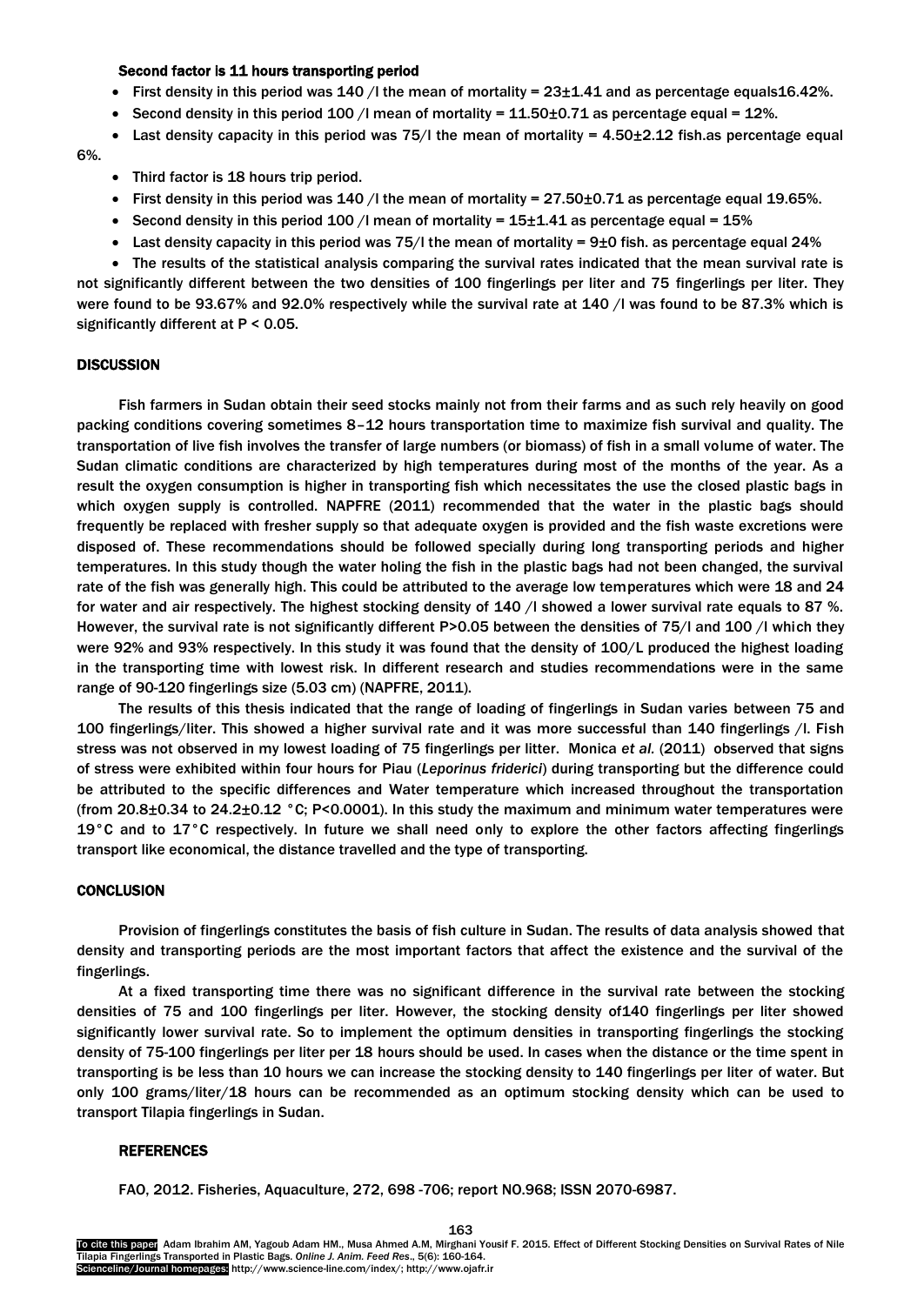#### Second factor is 11 hours transporting period

- First density in this period was 140 /l the mean of mortality = 23±1.41 and as percentage equals16.42%.
- Second density in this period 100 /l mean of mortality = 11.50±0.71 as percentage equal = 12%.
- Last density capacity in this period was 75/l the mean of mortality = 4.50±2.12 fish.as percentage equal 6%.
- Third factor is 18 hours trip period.
- First density in this period was 140 /l the mean of mortality = 27.50±0.71 as percentage equal 19.65%.
- Second density in this period 100 /l mean of mortality = 15±1.41 as percentage equal = 15%
- Last density capacity in this period was 75/l the mean of mortality = 9±0 fish. as percentage equal 24%
- The results of the statistical analysis comparing the survival rates indicated that the mean survival rate is not significantly different between the two densities of 100 fingerlings per liter and 75 fingerlings per liter. They were found to be 93.67% and 92.0% respectively while the survival rate at 140 /l was found to be 87.3% which is significantly different at $P < 0.05$.

## DISCUSSION

Fish farmers in Sudan obtain their seed stocks mainly not from their farms and as such rely heavily on good packing conditions covering sometimes 8–12 hours transportation time to maximize fish survival and quality. The transportation of live fish involves the transfer of large numbers (or biomass) of fish in a small volume of water. The Sudan climatic conditions are characterized by high temperatures during most of the months of the year. As a result the oxygen consumption is higher in transporting fish which necessitates the use the closed plastic bags in which oxygen supply is controlled. NAPFRE (2011) recommended that the water in the plastic bags should frequently be replaced with fresher supply so that adequate oxygen is provided and the fish waste excretions were disposed of. These recommendations should be followed specially during long transporting periods and higher temperatures. In this study though the water holing the fish in the plastic bags had not been changed, the survival rate of the fish was generally high. This could be attributed to the average low temperatures which were 18 and 24 for water and air respectively. The highest stocking density of 140 /l showed a lower survival rate equals to 87 %. However, the survival rate is not significantly different P>0.05 between the densities of 75/l and 100 /l which they were 92% and 93% respectively. In this study it was found that the density of 100/L produced the highest loading in the transporting time with lowest risk. In different research and studies recommendations were in the same range of 90-120 fingerlings size (5.03 cm) (NAPFRE, 2011).

The results of this thesis indicated that the range of loading of fingerlings in Sudan varies between 75 and 100 fingerlings/liter. This showed a higher survival rate and it was more successful than 140 fingerlings /l. Fish stress was not observed in my lowest loading of 75 fingerlings per litter. Monica *et al.* (2011) observed that signs of stress were exhibited within four hours for Piau (*Leporinus friderici*) during transporting but the difference could be attributed to the specific differences and Water temperature which increased throughout the transportation (from 20.8±0.34 to 24.2±0.12 °C; P<0.0001). In this study the maximum and minimum water temperatures were 19°C and to 17°C respectively. In future we shall need only to explore the other factors affecting fingerlings transport like economical, the distance travelled and the type of transporting.

## CONCLUSION

Provision of fingerlings constitutes the basis of fish culture in Sudan. The results of data analysis showed that density and transporting periods are the most important factors that affect the existence and the survival of the fingerlings.

At a fixed transporting time there was no significant difference in the survival rate between the stocking densities of 75 and 100 fingerlings per liter. However, the stocking density of140 fingerlings per liter showed significantly lower survival rate. So to implement the optimum densities in transporting fingerlings the stocking density of 75-100 fingerlings per liter per 18 hours should be used. In cases when the distance or the time spent in transporting is be less than 10 hours we can increase the stocking density to 140 fingerlings per liter of water. But only 100 grams/liter/18 hours can be recommended as an optimum stocking density which can be used to transport Tilapia fingerlings in Sudan.

## REFERENCES

FAO, 2012. Fisheries, Aquaculture, 272, 698 -706; report NO.968; ISSN 2070-6987.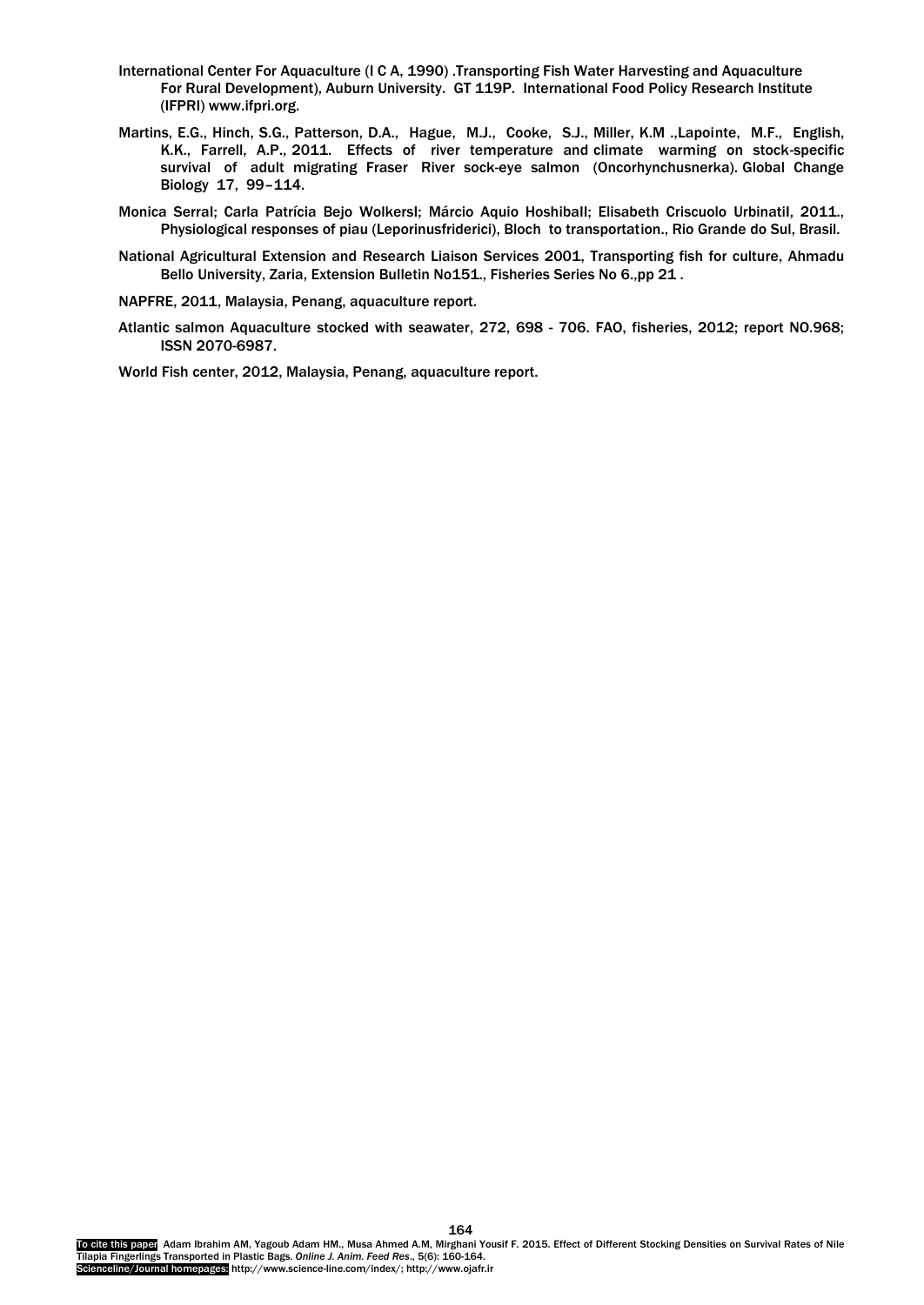International Center For Aquaculture (I C A, 1990) .Transporting Fish Water Harvesting and Aquaculture For Rural Development), Auburn University. GT 119P. International Food Policy Research Institute (IFPRI) www.ifpri.org.

Martins, E.G., Hinch, S.G., Patterson, D.A., Hague, M.J., Cooke, S.J., Miller, K.M .,Lapointe, M.F., English, K.K., Farrell, A.P., 2011. Effects of river temperature and climate warming on stock-specific survival of adult migrating Fraser River sock-eye salmon (Oncorhynchusnerka). Global Change Biology 17, 99–114.

Monica Serral; Carla Patrícia Bejo Wolkersl; Márcio Aquio Hoshiball; Elisabeth Criscuolo Urbinatil, 2011., Physiological responses of piau (Leporinusfriderici), Bloch to transportation., Rio Grande do Sul, Brasil.

National Agricultural Extension and Research Liaison Services 2001, Transporting fish for culture, Ahmadu Bello University, Zaria, Extension Bulletin No151., Fisheries Series No 6.,pp 21 .

NAPFRE, 2011, Malaysia, Penang, aquaculture report.

Atlantic salmon Aquaculture stocked with seawater, 272, 698 - 706. FAO, fisheries, 2012; report NO.968; ISSN 2070-6987.

World Fish center, 2012, Malaysia, Penang, aquaculture report.